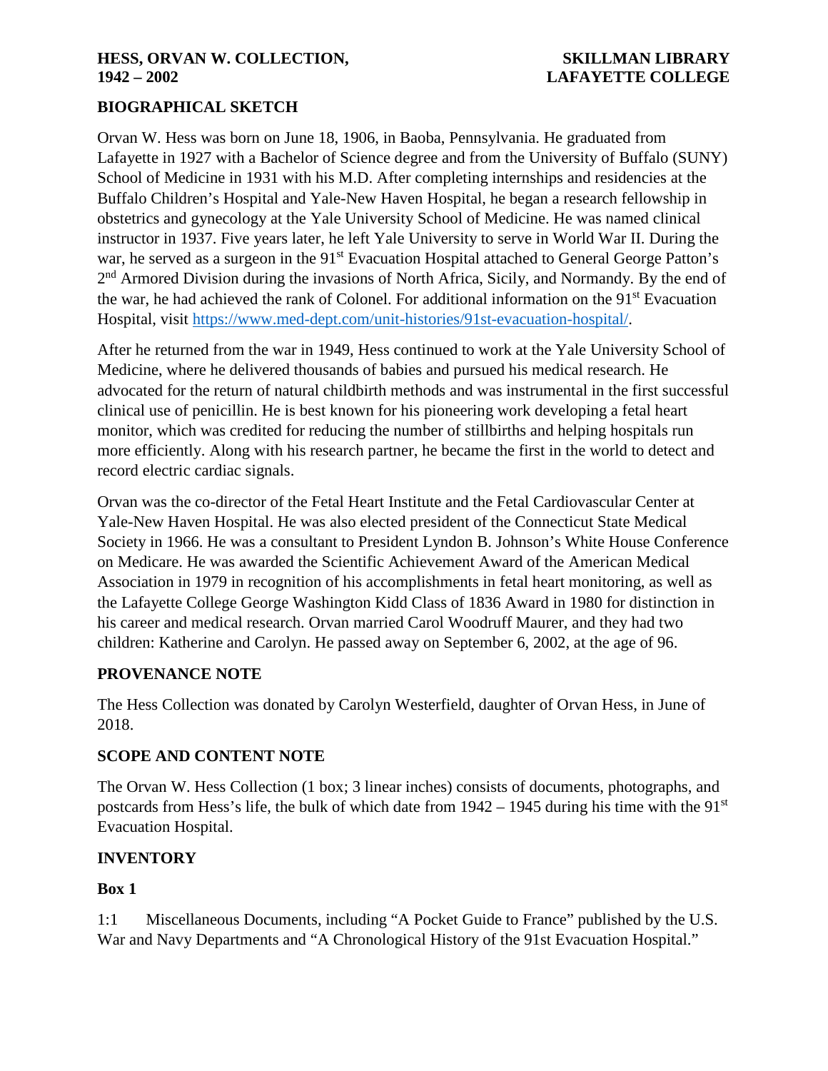**HESS, ORVAN W. COLLECTION, 1942 – 2002**

**SKILLMAN LIBRARY LAFAYETTE COLLEGE**

## BIOGRAPHICAL SKETCH

Orvan W. Hess was born on June 18, 1906, in Baoba, Pennsylvania. He graduated from Lafayette in 1927 with a Bachelor of Science degree and from the University of Buffalo (SUNY) School of Medicine in 1931 with his M.D. After completing internships and residencies at the Buffalo Children's Hospital and Yale-New Haven Hospital, he began a research fellowship in obstetrics and gynecology at the Yale University School of Medicine. He was named clinical instructor in 1937. Five years later, he left Yale University to serve in World War II. During the war, he served as a surgeon in the 91st Evacuation Hospital attached to General George Patton's 2nd Armored Division during the invasions of North Africa, Sicily, and Normandy. By the end of the war, he had achieved the rank of Colonel. For additional information on the 91st Evacuation Hospital, visit https://www.med-dept.com/unit-histories/91st-evacuation-hospital/.

After he returned from the war in 1949, Hess continued to work at the Yale University School of Medicine, where he delivered thousands of babies and pursued his medical research. He advocated for the return of natural childbirth methods and was instrumental in the first successful clinical use of penicillin. He is best known for his pioneering work developing a fetal heart monitor, which was credited for reducing the number of stillbirths and helping hospitals run more efficiently. Along with his research partner, he became the first in the world to detect and record electric cardiac signals.

Orvan was the co-director of the Fetal Heart Institute and the Fetal Cardiovascular Center at Yale-New Haven Hospital. He was also elected president of the Connecticut State Medical Society in 1966. He was a consultant to President Lyndon B. Johnson's White House Conference on Medicare. He was awarded the Scientific Achievement Award of the American Medical Association in 1979 in recognition of his accomplishments in fetal heart monitoring, as well as the Lafayette College George Washington Kidd Class of 1836 Award in 1980 for distinction in his career and medical research. Orvan married Carol Woodruff Maurer, and they had two children: Katherine and Carolyn. He passed away on September 6, 2002, at the age of 96.

## PROVENANCE NOTE

The Hess Collection was donated by Carolyn Westerfield, daughter of Orvan Hess, in June of 2018.

## SCOPE AND CONTENT NOTE

The Orvan W. Hess Collection (1 box; 3 linear inches) consists of documents, photographs, and postcards from Hess's life, the bulk of which date from 1942 – 1945 during his time with the 91st Evacuation Hospital.

## INVENTORY

### Box 1

1:1 Miscellaneous Documents, including "A Pocket Guide to France" published by the U.S. War and Navy Departments and "A Chronological History of the 91st Evacuation Hospital."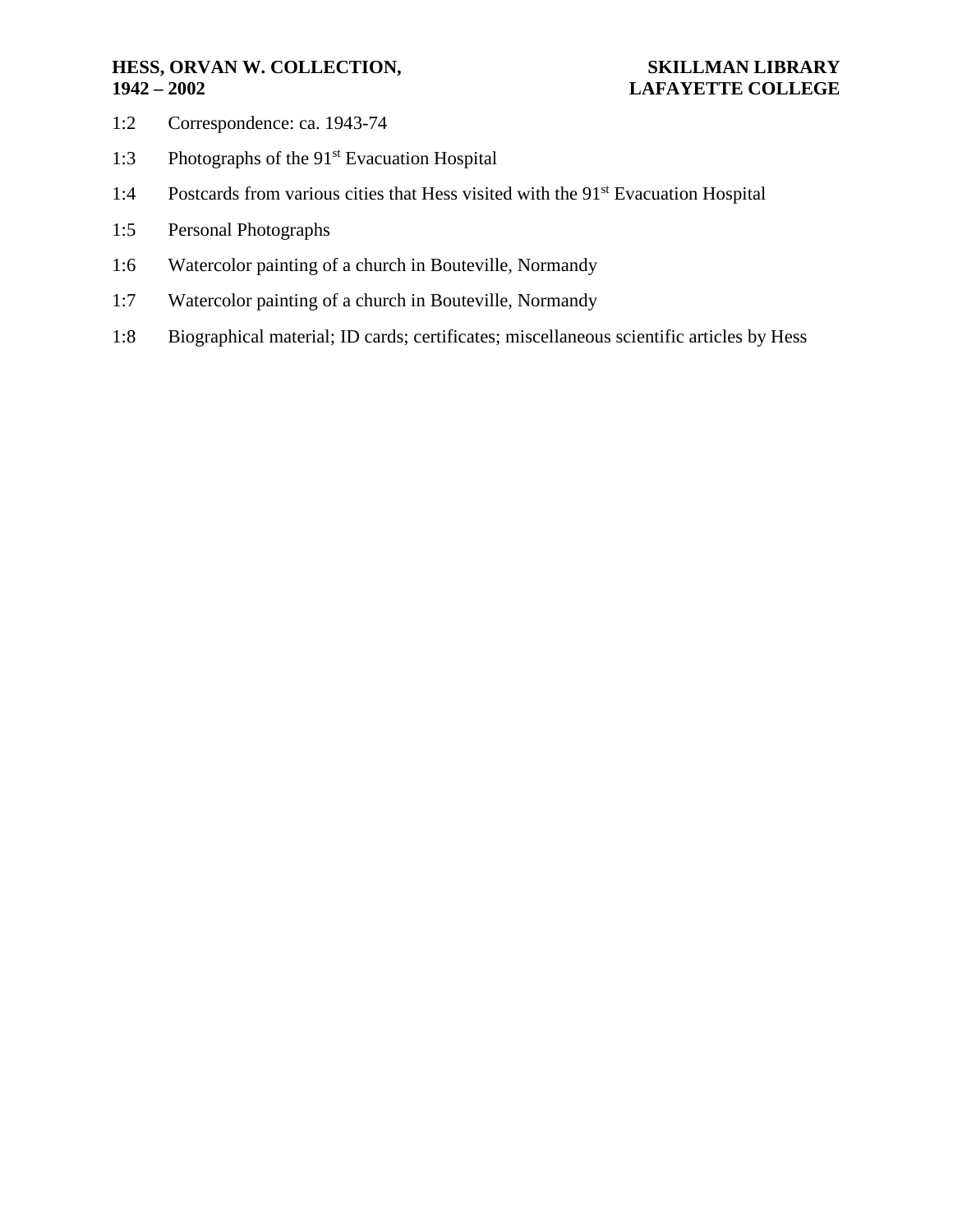1:2 Correspondence: ca. 1943-74

1:3 Photographs of the 91st Evacuation Hospital

1:4 Postcards from various cities that Hess visited with the 91st Evacuation Hospital

1:5 Personal Photographs

1:6 Watercolor painting of a church in Bouteville, Normandy

1:7 Watercolor painting of a church in Bouteville, Normandy

1:8 Biographical material; ID cards; certificates; miscellaneous scientific articles by Hess